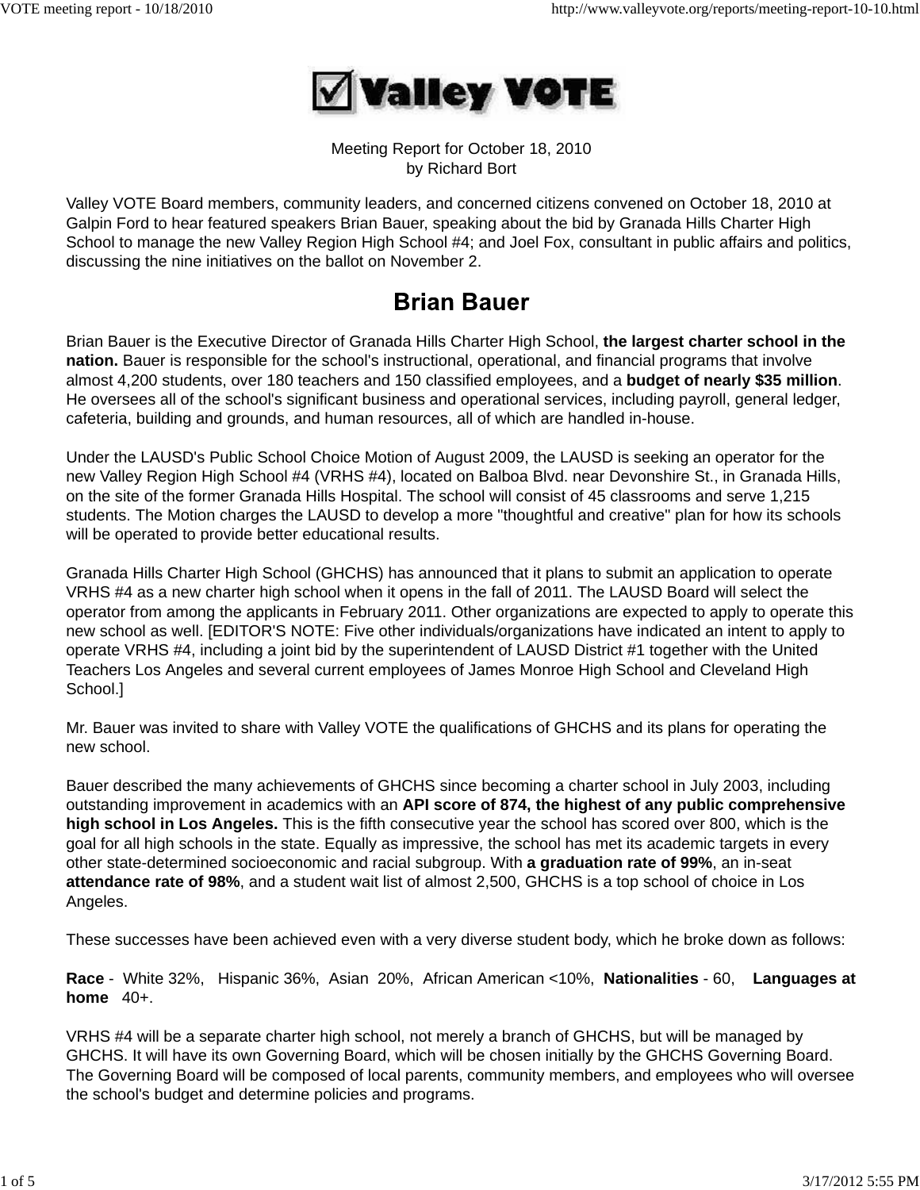# Valley VOTE

Meeting Report for October 18, 2010
by Richard Bort

Valley VOTE Board members, community leaders, and concerned citizens convened on October 18, 2010 at Galpin Ford to hear featured speakers Brian Bauer, speaking about the bid by Granada Hills Charter High School to manage the new Valley Region High School #4; and Joel Fox, consultant in public affairs and politics, discussing the nine initiatives on the ballot on November 2.

## Brian Bauer

Brian Bauer is the Executive Director of Granada Hills Charter High School, **the largest charter school in the nation.** Bauer is responsible for the school's instructional, operational, and financial programs that involve almost 4,200 students, over 180 teachers and 150 classified employees, and a **budget of nearly $35 million**. He oversees all of the school's significant business and operational services, including payroll, general ledger, cafeteria, building and grounds, and human resources, all of which are handled in-house.

Under the LAUSD's Public School Choice Motion of August 2009, the LAUSD is seeking an operator for the new Valley Region High School #4 (VRHS #4), located on Balboa Blvd. near Devonshire St., in Granada Hills, on the site of the former Granada Hills Hospital. The school will consist of 45 classrooms and serve 1,215 students. The Motion charges the LAUSD to develop a more "thoughtful and creative" plan for how its schools will be operated to provide better educational results.

Granada Hills Charter High School (GHCHS) has announced that it plans to submit an application to operate VRHS #4 as a new charter high school when it opens in the fall of 2011. The LAUSD Board will select the operator from among the applicants in February 2011. Other organizations are expected to apply to operate this new school as well. [EDITOR'S NOTE: Five other individuals/organizations have indicated an intent to apply to operate VRHS #4, including a joint bid by the superintendent of LAUSD District #1 together with the United Teachers Los Angeles and several current employees of James Monroe High School and Cleveland High School.]

Mr. Bauer was invited to share with Valley VOTE the qualifications of GHCHS and its plans for operating the new school.

Bauer described the many achievements of GHCHS since becoming a charter school in July 2003, including outstanding improvement in academics with an **API score of 874, the highest of any public comprehensive high school in Los Angeles.** This is the fifth consecutive year the school has scored over 800, which is the goal for all high schools in the state. Equally as impressive, the school has met its academic targets in every other state-determined socioeconomic and racial subgroup. With **a graduation rate of 99%**, an in-seat **attendance rate of 98%**, and a student wait list of almost 2,500, GHCHS is a top school of choice in Los Angeles.

These successes have been achieved even with a very diverse student body, which he broke down as follows:

**Race** - White 32%, Hispanic 36%, Asian 20%, African American <10%, **Nationalities** - 60, **Languages at home** 40+.

VRHS #4 will be a separate charter high school, not merely a branch of GHCHS, but will be managed by GHCHS. It will have its own Governing Board, which will be chosen initially by the GHCHS Governing Board. The Governing Board will be composed of local parents, community members, and employees who will oversee the school's budget and determine policies and programs.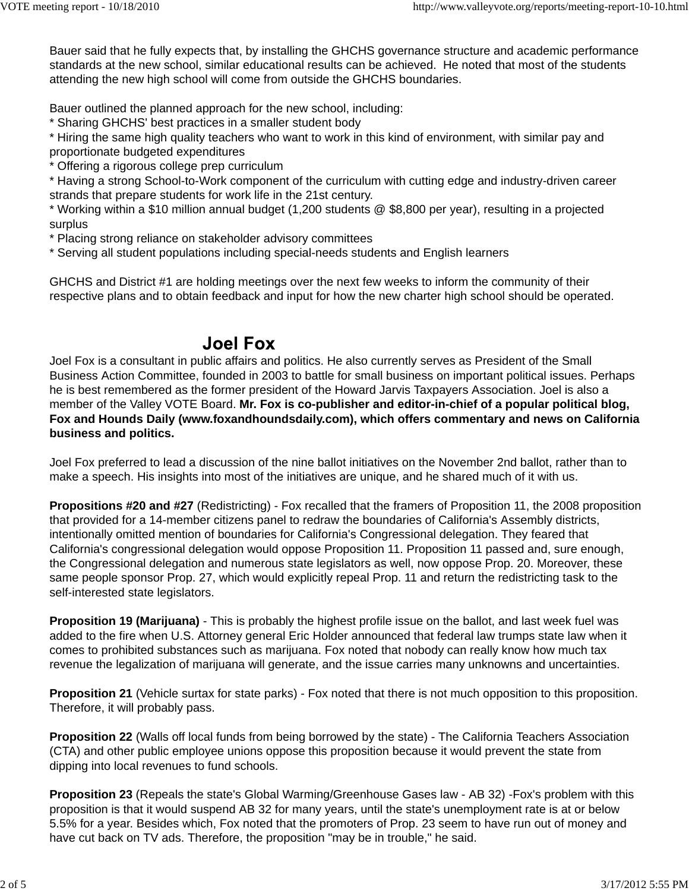Bauer said that he fully expects that, by installing the GHCHS governance structure and academic performance standards at the new school, similar educational results can be achieved.  He noted that most of the students attending the new high school will come from outside the GHCHS boundaries.

Bauer outlined the planned approach for the new school, including:
* Sharing GHCHS' best practices in a smaller student body
* Hiring the same high quality teachers who want to work in this kind of environment, with similar pay and proportionate budgeted expenditures
* Offering a rigorous college prep curriculum
* Having a strong School-to-Work component of the curriculum with cutting edge and industry-driven career strands that prepare students for work life in the 21st century.
* Working within a $10 million annual budget (1,200 students @ $8,800 per year), resulting in a projected surplus
* Placing strong reliance on stakeholder advisory committees
* Serving all student populations including special-needs students and English learners

GHCHS and District #1 are holding meetings over the next few weeks to inform the community of their respective plans and to obtain feedback and input for how the new charter high school should be operated.

## Joel Fox

Joel Fox is a consultant in public affairs and politics. He also currently serves as President of the Small Business Action Committee, founded in 2003 to battle for small business on important political issues. Perhaps he is best remembered as the former president of the Howard Jarvis Taxpayers Association. Joel is also a member of the Valley VOTE Board. **Mr. Fox is co-publisher and editor-in-chief of a popular political blog, Fox and Hounds Daily (www.foxandhoundsdaily.com), which offers commentary and news on California business and politics.**

Joel Fox preferred to lead a discussion of the nine ballot initiatives on the November 2nd ballot, rather than to make a speech. His insights into most of the initiatives are unique, and he shared much of it with us.

**Propositions #20 and #27** (Redistricting) - Fox recalled that the framers of Proposition 11, the 2008 proposition that provided for a 14-member citizens panel to redraw the boundaries of California's Assembly districts, intentionally omitted mention of boundaries for California's Congressional delegation. They feared that California's congressional delegation would oppose Proposition 11. Proposition 11 passed and, sure enough, the Congressional delegation and numerous state legislators as well, now oppose Prop. 20. Moreover, these same people sponsor Prop. 27, which would explicitly repeal Prop. 11 and return the redistricting task to the self-interested state legislators.

**Proposition 19 (Marijuana)** - This is probably the highest profile issue on the ballot, and last week fuel was added to the fire when U.S. Attorney general Eric Holder announced that federal law trumps state law when it comes to prohibited substances such as marijuana. Fox noted that nobody can really know how much tax revenue the legalization of marijuana will generate, and the issue carries many unknowns and uncertainties.

**Proposition 21** (Vehicle surtax for state parks) - Fox noted that there is not much opposition to this proposition. Therefore, it will probably pass.

**Proposition 22** (Walls off local funds from being borrowed by the state) - The California Teachers Association (CTA) and other public employee unions oppose this proposition because it would prevent the state from dipping into local revenues to fund schools.

**Proposition 23** (Repeals the state's Global Warming/Greenhouse Gases law - AB 32) -Fox's problem with this proposition is that it would suspend AB 32 for many years, until the state's unemployment rate is at or below 5.5% for a year. Besides which, Fox noted that the promoters of Prop. 23 seem to have run out of money and have cut back on TV ads. Therefore, the proposition "may be in trouble," he said.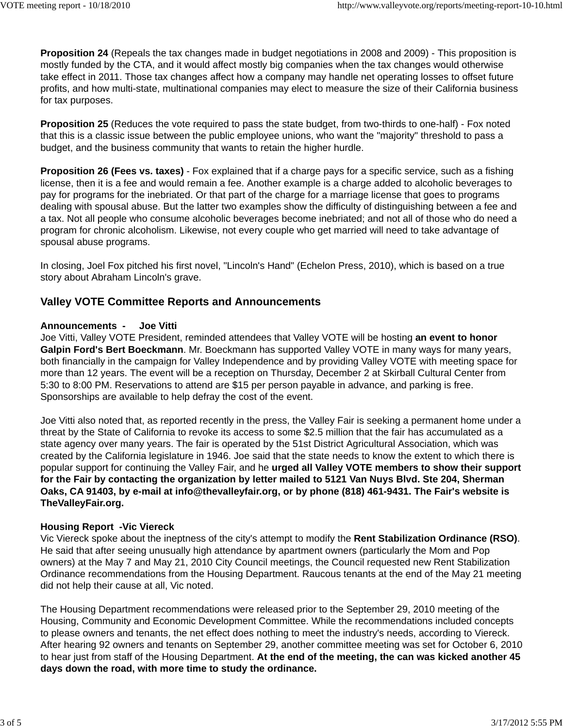**Proposition 24** (Repeals the tax changes made in budget negotiations in 2008 and 2009) - This proposition is mostly funded by the CTA, and it would affect mostly big companies when the tax changes would otherwise take effect in 2011. Those tax changes affect how a company may handle net operating losses to offset future profits, and how multi-state, multinational companies may elect to measure the size of their California business for tax purposes.

**Proposition 25** (Reduces the vote required to pass the state budget, from two-thirds to one-half) - Fox noted that this is a classic issue between the public employee unions, who want the "majority" threshold to pass a budget, and the business community that wants to retain the higher hurdle.

**Proposition 26 (Fees vs. taxes)** - Fox explained that if a charge pays for a specific service, such as a fishing license, then it is a fee and would remain a fee. Another example is a charge added to alcoholic beverages to pay for programs for the inebriated. Or that part of the charge for a marriage license that goes to programs dealing with spousal abuse. But the latter two examples show the difficulty of distinguishing between a fee and a tax. Not all people who consume alcoholic beverages become inebriated; and not all of those who do need a program for chronic alcoholism. Likewise, not every couple who get married will need to take advantage of spousal abuse programs.

In closing, Joel Fox pitched his first novel, "Lincoln's Hand" (Echelon Press, 2010), which is based on a true story about Abraham Lincoln's grave.

## Valley VOTE Committee Reports and Announcements

**Announcements - Joe Vitti**
Joe Vitti, Valley VOTE President, reminded attendees that Valley VOTE will be hosting **an event to honor Galpin Ford's Bert Boeckmann**. Mr. Boeckmann has supported Valley VOTE in many ways for many years, both financially in the campaign for Valley Independence and by providing Valley VOTE with meeting space for more than 12 years. The event will be a reception on Thursday, December 2 at Skirball Cultural Center from 5:30 to 8:00 PM. Reservations to attend are $15 per person payable in advance, and parking is free. Sponsorships are available to help defray the cost of the event.

Joe Vitti also noted that, as reported recently in the press, the Valley Fair is seeking a permanent home under a threat by the State of California to revoke its access to some $2.5 million that the fair has accumulated as a state agency over many years. The fair is operated by the 51st District Agricultural Association, which was created by the California legislature in 1946. Joe said that the state needs to know the extent to which there is popular support for continuing the Valley Fair, and he **urged all Valley VOTE members to show their support for the Fair by contacting the organization by letter mailed to 5121 Van Nuys Blvd. Ste 204, Sherman Oaks, CA 91403, by e-mail at info@thevalleyfair.org, or by phone (818) 461-9431. The Fair's website is TheValleyFair.org.**

**Housing Report -Vic Viereck**
Vic Viereck spoke about the ineptness of the city's attempt to modify the **Rent Stabilization Ordinance (RSO)**. He said that after seeing unusually high attendance by apartment owners (particularly the Mom and Pop owners) at the May 7 and May 21, 2010 City Council meetings, the Council requested new Rent Stabilization Ordinance recommendations from the Housing Department. Raucous tenants at the end of the May 21 meeting did not help their cause at all, Vic noted.

The Housing Department recommendations were released prior to the September 29, 2010 meeting of the Housing, Community and Economic Development Committee. While the recommendations included concepts to please owners and tenants, the net effect does nothing to meet the industry's needs, according to Viereck. After hearing 92 owners and tenants on September 29, another committee meeting was set for October 6, 2010 to hear just from staff of the Housing Department. **At the end of the meeting, the can was kicked another 45 days down the road, with more time to study the ordinance.**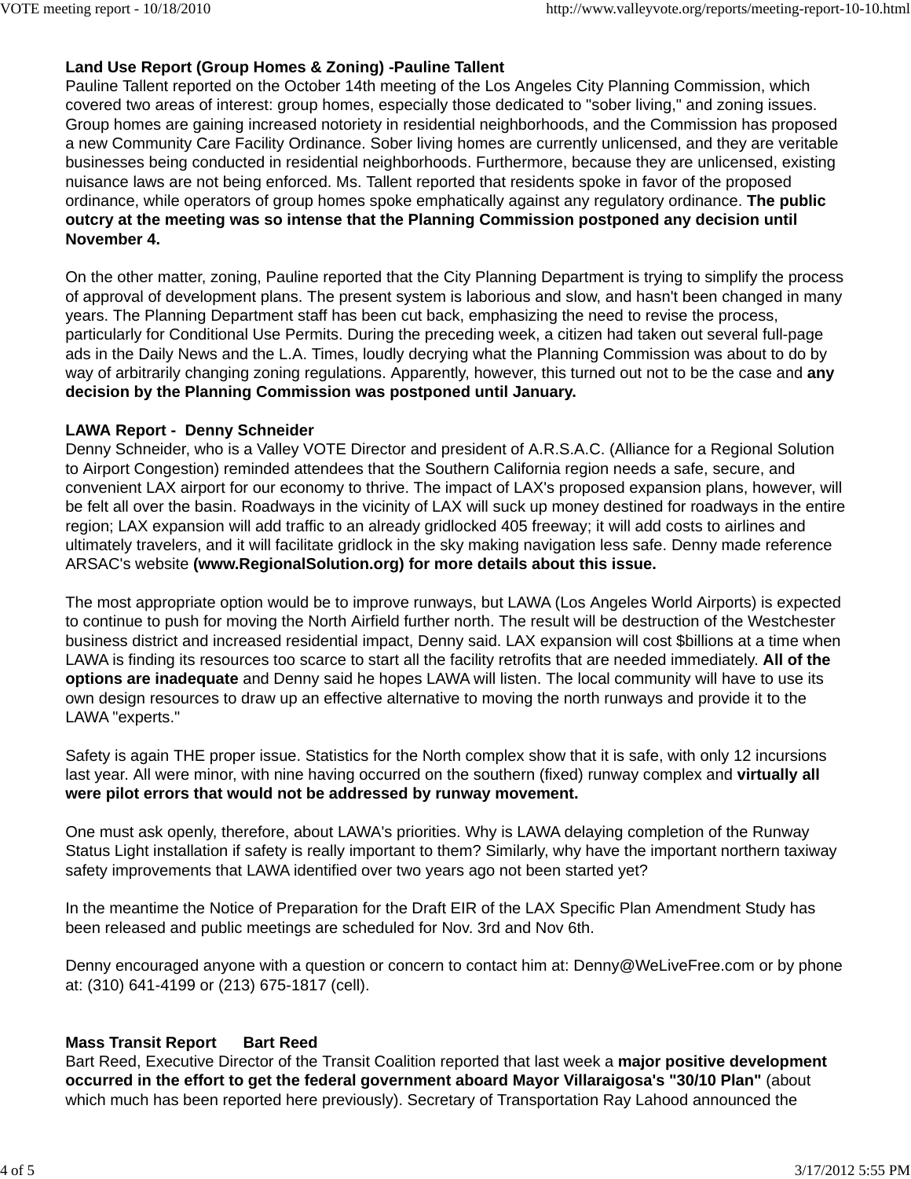**Land Use Report (Group Homes & Zoning) -Pauline Tallent**
Pauline Tallent reported on the October 14th meeting of the Los Angeles City Planning Commission, which covered two areas of interest: group homes, especially those dedicated to "sober living," and zoning issues. Group homes are gaining increased notoriety in residential neighborhoods, and the Commission has proposed a new Community Care Facility Ordinance. Sober living homes are currently unlicensed, and they are veritable businesses being conducted in residential neighborhoods. Furthermore, because they are unlicensed, existing nuisance laws are not being enforced. Ms. Tallent reported that residents spoke in favor of the proposed ordinance, while operators of group homes spoke emphatically against any regulatory ordinance. **The public outcry at the meeting was so intense that the Planning Commission postponed any decision until November 4.**

On the other matter, zoning, Pauline reported that the City Planning Department is trying to simplify the process of approval of development plans. The present system is laborious and slow, and hasn't been changed in many years. The Planning Department staff has been cut back, emphasizing the need to revise the process, particularly for Conditional Use Permits. During the preceding week, a citizen had taken out several full-page ads in the Daily News and the L.A. Times, loudly decrying what the Planning Commission was about to do by way of arbitrarily changing zoning regulations. Apparently, however, this turned out not to be the case and **any decision by the Planning Commission was postponed until January.**

**LAWA Report - Denny Schneider**
Denny Schneider, who is a Valley VOTE Director and president of A.R.S.A.C. (Alliance for a Regional Solution to Airport Congestion) reminded attendees that the Southern California region needs a safe, secure, and convenient LAX airport for our economy to thrive. The impact of LAX's proposed expansion plans, however, will be felt all over the basin. Roadways in the vicinity of LAX will suck up money destined for roadways in the entire region; LAX expansion will add traffic to an already gridlocked 405 freeway; it will add costs to airlines and ultimately travelers, and it will facilitate gridlock in the sky making navigation less safe. Denny made reference ARSAC's website **(www.RegionalSolution.org) for more details about this issue.**

The most appropriate option would be to improve runways, but LAWA (Los Angeles World Airports) is expected to continue to push for moving the North Airfield further north. The result will be destruction of the Westchester business district and increased residential impact, Denny said. LAX expansion will cost $billions at a time when LAWA is finding its resources too scarce to start all the facility retrofits that are needed immediately. **All of the options are inadequate** and Denny said he hopes LAWA will listen. The local community will have to use its own design resources to draw up an effective alternative to moving the north runways and provide it to the LAWA "experts."

Safety is again THE proper issue. Statistics for the North complex show that it is safe, with only 12 incursions last year. All were minor, with nine having occurred on the southern (fixed) runway complex and **virtually all were pilot errors that would not be addressed by runway movement.**

One must ask openly, therefore, about LAWA's priorities. Why is LAWA delaying completion of the Runway Status Light installation if safety is really important to them? Similarly, why have the important northern taxiway safety improvements that LAWA identified over two years ago not been started yet?

In the meantime the Notice of Preparation for the Draft EIR of the LAX Specific Plan Amendment Study has been released and public meetings are scheduled for Nov. 3rd and Nov 6th.

Denny encouraged anyone with a question or concern to contact him at: Denny@WeLiveFree.com or by phone at: (310) 641-4199 or (213) 675-1817 (cell).

**Mass Transit Report Bart Reed**
Bart Reed, Executive Director of the Transit Coalition reported that last week a **major positive development occurred in the effort to get the federal government aboard Mayor Villaraigosa's "30/10 Plan"** (about which much has been reported here previously). Secretary of Transportation Ray Lahood announced the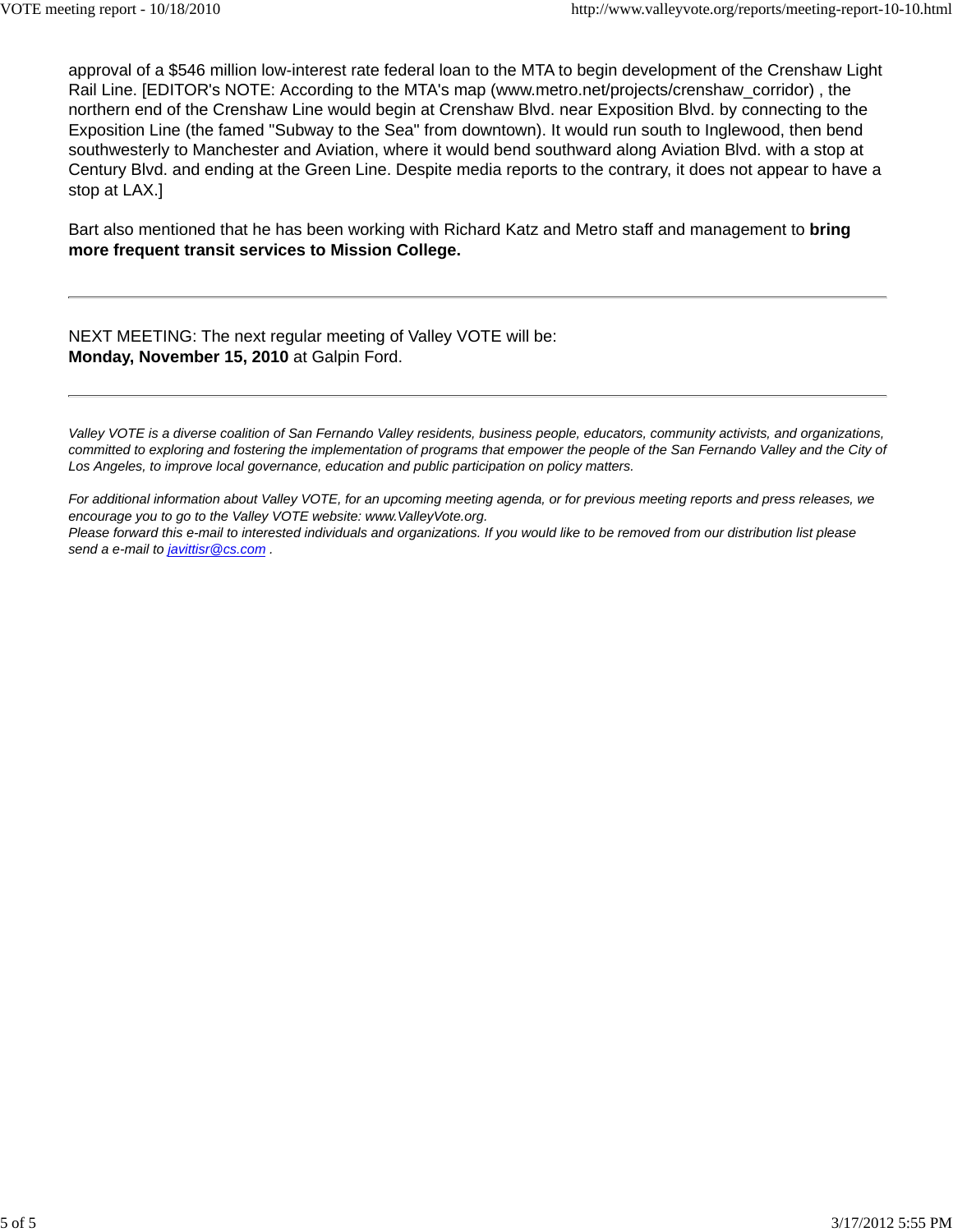approval of a $546 million low-interest rate federal loan to the MTA to begin development of the Crenshaw Light Rail Line. [EDITOR's NOTE: According to the MTA's map (www.metro.net/projects/crenshaw_corridor) , the northern end of the Crenshaw Line would begin at Crenshaw Blvd. near Exposition Blvd. by connecting to the Exposition Line (the famed "Subway to the Sea" from downtown). It would run south to Inglewood, then bend southwesterly to Manchester and Aviation, where it would bend southward along Aviation Blvd. with a stop at Century Blvd. and ending at the Green Line. Despite media reports to the contrary, it does not appear to have a stop at LAX.]

Bart also mentioned that he has been working with Richard Katz and Metro staff and management to **bring more frequent transit services to Mission College.**

---

NEXT MEETING: The next regular meeting of Valley VOTE will be:
**Monday, November 15, 2010** at Galpin Ford.

---

*Valley VOTE is a diverse coalition of San Fernando Valley residents, business people, educators, community activists, and organizations, committed to exploring and fostering the implementation of programs that empower the people of the San Fernando Valley and the City of Los Angeles, to improve local governance, education and public participation on policy matters.*

*For additional information about Valley VOTE, for an upcoming meeting agenda, or for previous meeting reports and press releases, we encourage you to go to the Valley VOTE website: www.ValleyVote.org.*
*Please forward this e-mail to interested individuals and organizations. If you would like to be removed from our distribution list please send a e-mail to javittisr@cs.com .*